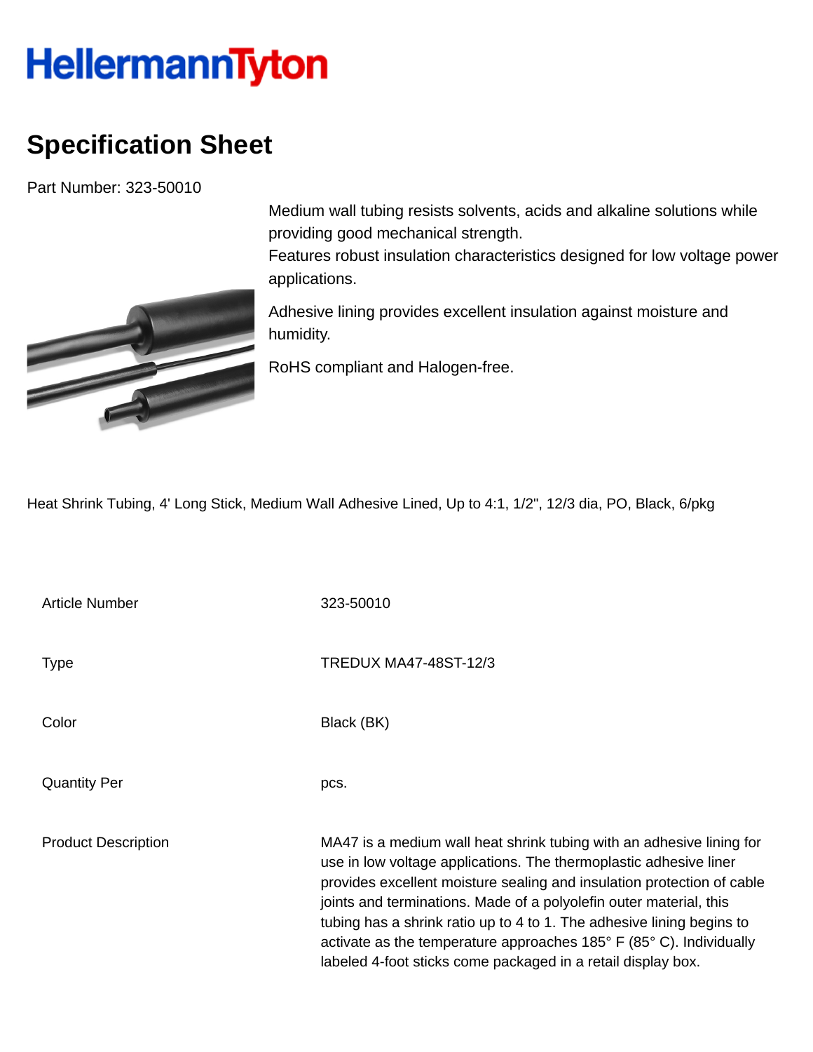# HellermannTyton

## Specification Sheet

Part Number: 323-50010

Medium wall tubing resists solvents, acids and alkaline solutions while providing good mechanical strength.
Features robust insulation characteristics designed for low voltage power applications.

Adhesive lining provides excellent insulation against moisture and humidity.

RoHS compliant and Halogen-free.

Heat Shrink Tubing, 4' Long Stick, Medium Wall Adhesive Lined, Up to 4:1, 1/2", 12/3 dia, PO, Black, 6/pkg

| | |
|---|---|
| Article Number | 323-50010 |
| Type | TREDUX MA47-48ST-12/3 |
| Color | Black (BK) |
| Quantity Per | pcs. |
| Product Description | MA47 is a medium wall heat shrink tubing with an adhesive lining for use in low voltage applications. The thermoplastic adhesive liner provides excellent moisture sealing and insulation protection of cable joints and terminations. Made of a polyolefin outer material, this tubing has a shrink ratio up to 4 to 1. The adhesive lining begins to activate as the temperature approaches 185° F (85° C). Individually labeled 4-foot sticks come packaged in a retail display box. |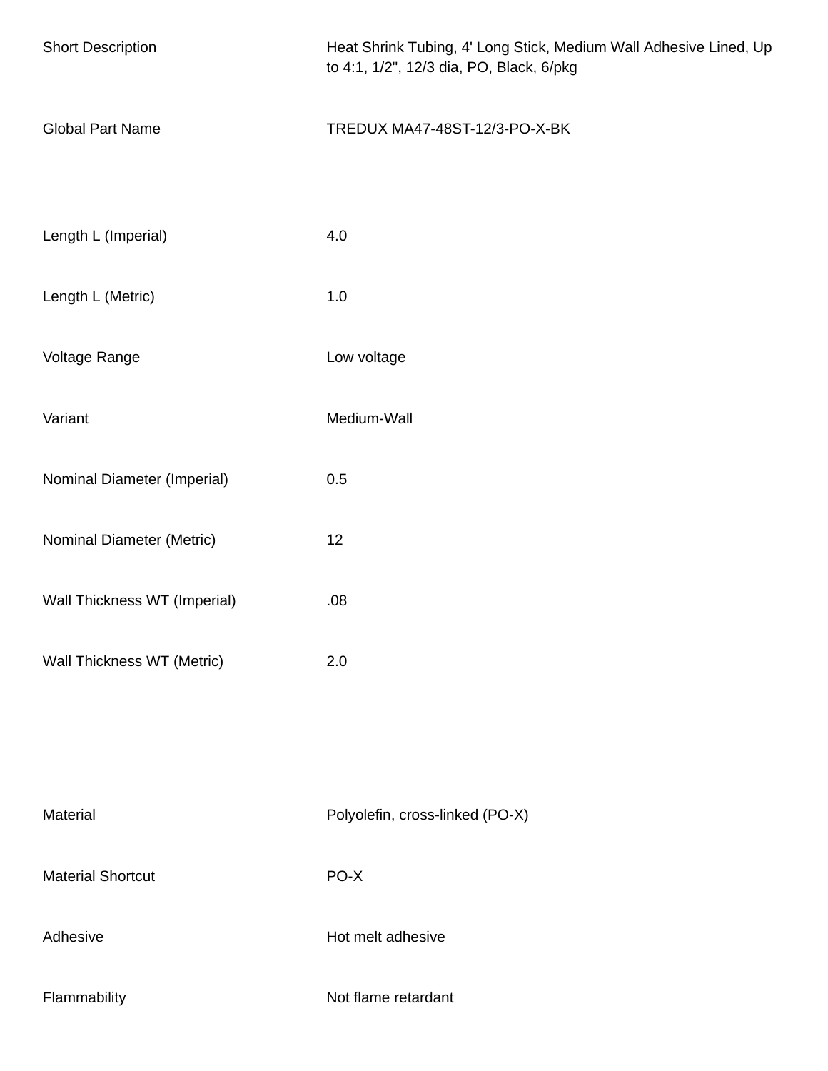| | |
|---|---|
| Short Description | Heat Shrink Tubing, 4' Long Stick, Medium Wall Adhesive Lined, Up to 4:1, 1/2", 12/3 dia, PO, Black, 6/pkg |
| Global Part Name | TREDUX MA47-48ST-12/3-PO-X-BK |
| Length L (Imperial) | 4.0 |
| Length L (Metric) | 1.0 |
| Voltage Range | Low voltage |
| Variant | Medium-Wall |
| Nominal Diameter (Imperial) | 0.5 |
| Nominal Diameter (Metric) | 12 |
| Wall Thickness WT (Imperial) | .08 |
| Wall Thickness WT (Metric) | 2.0 |
| Material | Polyolefin, cross-linked (PO-X) |
| Material Shortcut | PO-X |
| Adhesive | Hot melt adhesive |
| Flammability | Not flame retardant |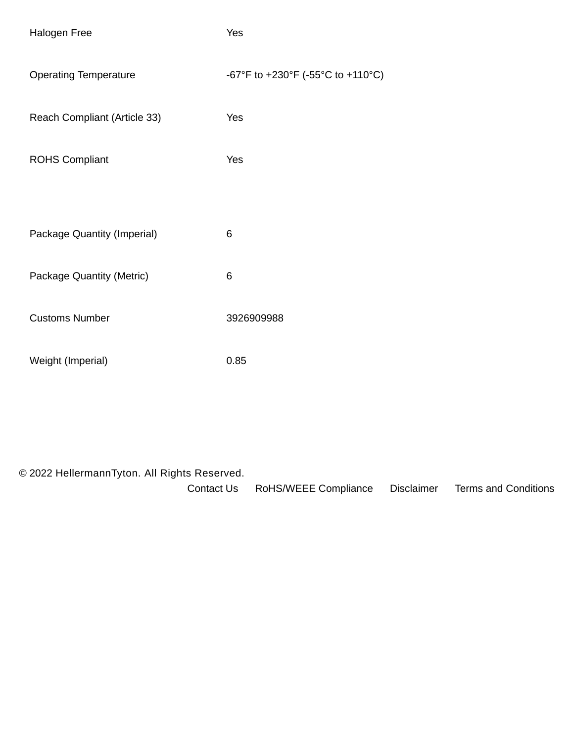| | |
|---|---|
| Halogen Free | Yes |
| Operating Temperature | -67°F to +230°F (-55°C to +110°C) |
| Reach Compliant (Article 33) | Yes |
| ROHS Compliant | Yes |

| | |
|---|---|
| Package Quantity (Imperial) | 6 |
| Package Quantity (Metric) | 6 |
| Customs Number | 3926909988 |
| Weight (Imperial) | 0.85 |

© 2022 HellermannTyton. All Rights Reserved.

Contact Us RoHS/WEEE Compliance Disclaimer Terms and Conditions